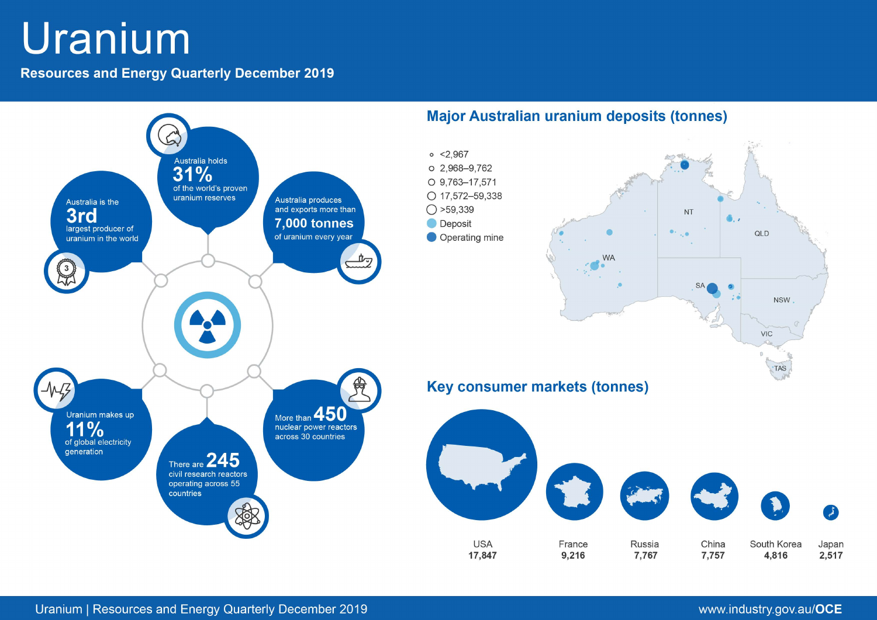# Uranium

**Resources and Energy Quarterly December 2019**

Australia holds **31%** of the world's proven uranium reserves

Australia is the **3rd** largest producer of uranium in the world

Australia produces and exports more than **7,000 tonnes** of uranium every year

Uranium makes up **11%** of global electricity generation

There are **245** civil research reactors operating across 55 countries

More than **450** nuclear power reactors across 30 countries

## Major Australian uranium deposits (tonnes)

- <2,967
- 2,968–9,762
- 9,763–17,571
- 17,572–59,338
- >59,339
- Deposit
- Operating mine

WA, NT, SA, QLD, NSW, VIC, TAS

## Key consumer markets (tonnes)

| USA | France | Russia | China | South Korea | Japan |
|---|---|---|---|---|---|
| **17,847** | **9,216** | **7,767** | **7,757** | **4,816** | **2,517** |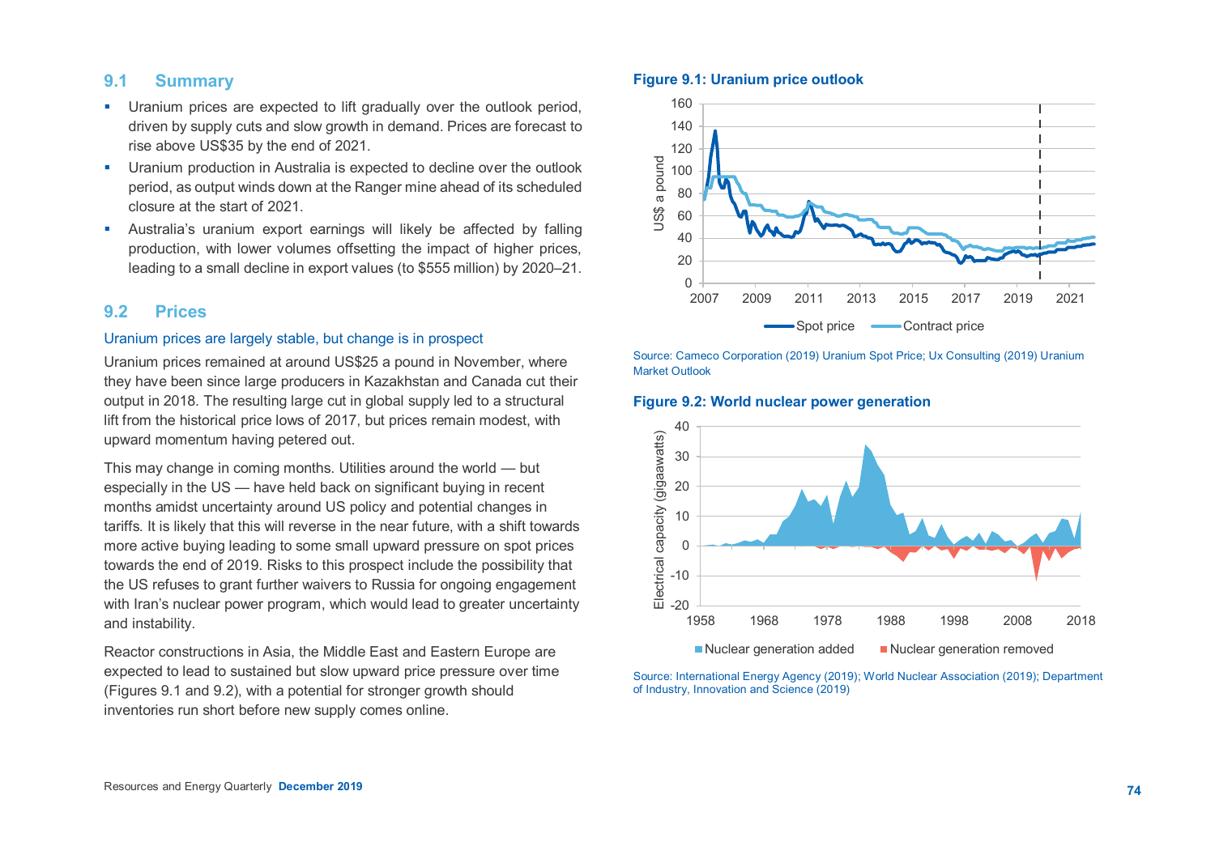## 9.1 Summary

- Uranium prices are expected to lift gradually over the outlook period, driven by supply cuts and slow growth in demand. Prices are forecast to rise above US$35 by the end of 2021.
- Uranium production in Australia is expected to decline over the outlook period, as output winds down at the Ranger mine ahead of its scheduled closure at the start of 2021.
- Australia's uranium export earnings will likely be affected by falling production, with lower volumes offsetting the impact of higher prices, leading to a small decline in export values (to $555 million) by 2020–21.

## 9.2 Prices

### Uranium prices are largely stable, but change is in prospect

Uranium prices remained at around US$25 a pound in November, where they have been since large producers in Kazakhstan and Canada cut their output in 2018. The resulting large cut in global supply led to a structural lift from the historical price lows of 2017, but prices remain modest, with upward momentum having petered out.

This may change in coming months. Utilities around the world — but especially in the US — have held back on significant buying in recent months amidst uncertainty around US policy and potential changes in tariffs. It is likely that this will reverse in the near future, with a shift towards more active buying leading to some small upward pressure on spot prices towards the end of 2019. Risks to this prospect include the possibility that the US refuses to grant further waivers to Russia for ongoing engagement with Iran's nuclear power program, which would lead to greater uncertainty and instability.

Reactor constructions in Asia, the Middle East and Eastern Europe are expected to lead to sustained but slow upward price pressure over time (Figures 9.1 and 9.2), with a potential for stronger growth should inventories run short before new supply comes online.

**Figure 9.1: Uranium price outlook**

Source: Cameco Corporation (2019) Uranium Spot Price; Ux Consulting (2019) Uranium Market Outlook

**Figure 9.2: World nuclear power generation**

Source: International Energy Agency (2019); World Nuclear Association (2019); Department of Industry, Innovation and Science (2019)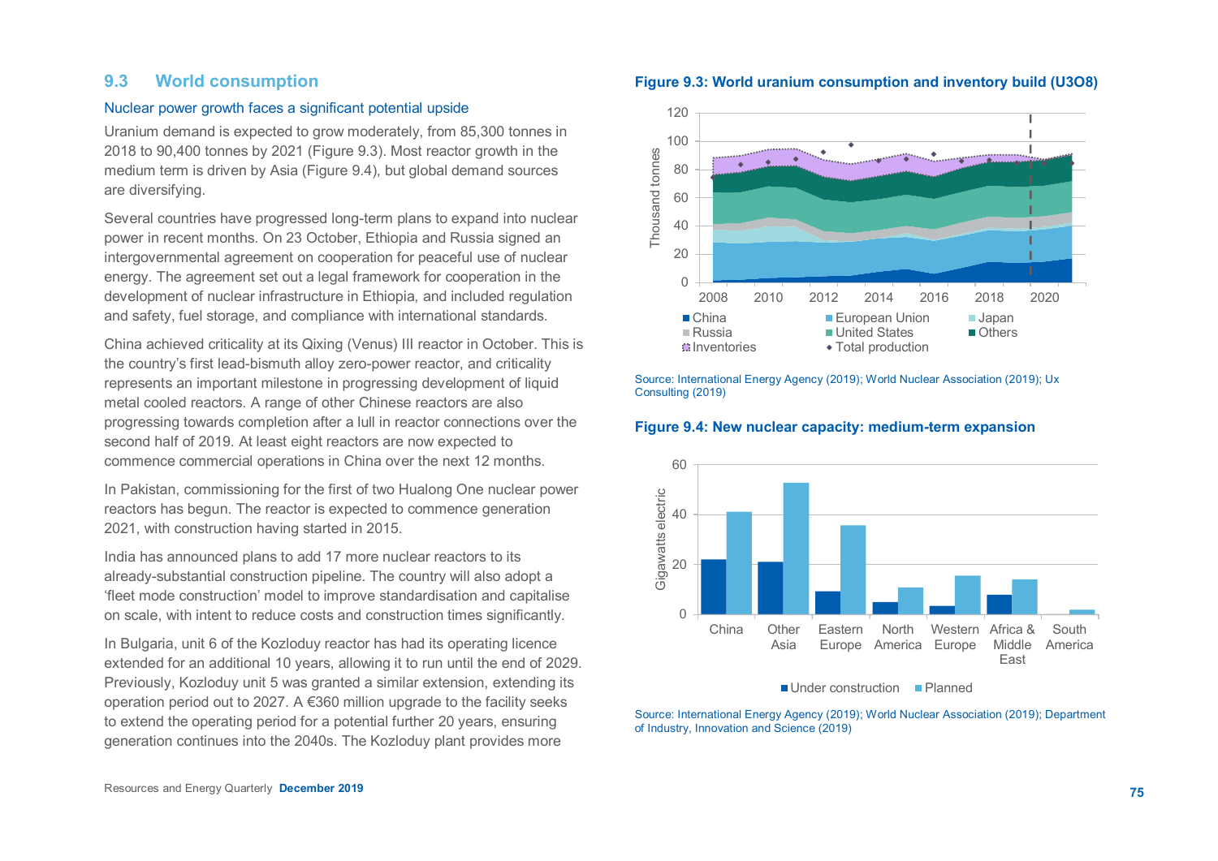## 9.3 World consumption

### Nuclear power growth faces a significant potential upside

Uranium demand is expected to grow moderately, from 85,300 tonnes in 2018 to 90,400 tonnes by 2021 (Figure 9.3). Most reactor growth in the medium term is driven by Asia (Figure 9.4), but global demand sources are diversifying.

Several countries have progressed long-term plans to expand into nuclear power in recent months. On 23 October, Ethiopia and Russia signed an intergovernmental agreement on cooperation for peaceful use of nuclear energy. The agreement set out a legal framework for cooperation in the development of nuclear infrastructure in Ethiopia, and included regulation and safety, fuel storage, and compliance with international standards.

China achieved criticality at its Qixing (Venus) III reactor in October. This is the country's first lead-bismuth alloy zero-power reactor, and criticality represents an important milestone in progressing development of liquid metal cooled reactors. A range of other Chinese reactors are also progressing towards completion after a lull in reactor connections over the second half of 2019. At least eight reactors are now expected to commence commercial operations in China over the next 12 months.

In Pakistan, commissioning for the first of two Hualong One nuclear power reactors has begun. The reactor is expected to commence generation 2021, with construction having started in 2015.

India has announced plans to add 17 more nuclear reactors to its already-substantial construction pipeline. The country will also adopt a 'fleet mode construction' model to improve standardisation and capitalise on scale, with intent to reduce costs and construction times significantly.

In Bulgaria, unit 6 of the Kozloduy reactor has had its operating licence extended for an additional 10 years, allowing it to run until the end of 2029. Previously, Kozloduy unit 5 was granted a similar extension, extending its operation period out to 2027. A €360 million upgrade to the facility seeks to extend the operating period for a potential further 20 years, ensuring generation continues into the 2040s. The Kozloduy plant provides more

**Figure 9.3: World uranium consumption and inventory build ($U_3O_8$)**

Source: International Energy Agency (2019); World Nuclear Association (2019); Ux Consulting (2019)

**Figure 9.4: New nuclear capacity: medium-term expansion**

Source: International Energy Agency (2019); World Nuclear Association (2019); Department of Industry, Innovation and Science (2019)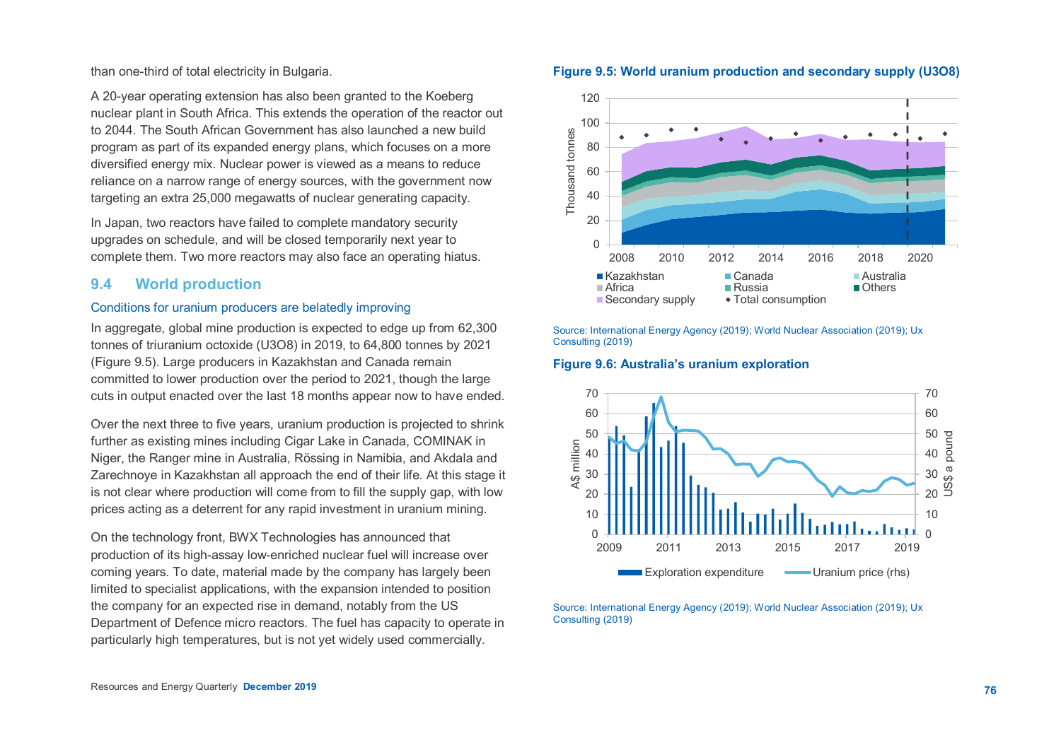than one-third of total electricity in Bulgaria.

A 20-year operating extension has also been granted to the Koeberg nuclear plant in South Africa. This extends the operation of the reactor out to 2044. The South African Government has also launched a new build program as part of its expanded energy plans, which focuses on a more diversified energy mix. Nuclear power is viewed as a means to reduce reliance on a narrow range of energy sources, with the government now targeting an extra 25,000 megawatts of nuclear generating capacity.

In Japan, two reactors have failed to complete mandatory security upgrades on schedule, and will be closed temporarily next year to complete them. Two more reactors may also face an operating hiatus.

## 9.4 World production

### Conditions for uranium producers are belatedly improving

In aggregate, global mine production is expected to edge up from 62,300 tonnes of triuranium octoxide (U3O8) in 2019, to 64,800 tonnes by 2021 (Figure 9.5). Large producers in Kazakhstan and Canada remain committed to lower production over the period to 2021, though the large cuts in output enacted over the last 18 months appear now to have ended.

Over the next three to five years, uranium production is projected to shrink further as existing mines including Cigar Lake in Canada, COMINAK in Niger, the Ranger mine in Australia, Rössing in Namibia, and Akdala and Zarechnoye in Kazakhstan all approach the end of their life. At this stage it is not clear where production will come from to fill the supply gap, with low prices acting as a deterrent for any rapid investment in uranium mining.

On the technology front, BWX Technologies has announced that production of its high-assay low-enriched nuclear fuel will increase over coming years. To date, material made by the company has largely been limited to specialist applications, with the expansion intended to position the company for an expected rise in demand, notably from the US Department of Defence micro reactors. The fuel has capacity to operate in particularly high temperatures, but is not yet widely used commercially.

**Figure 9.5: World uranium production and secondary supply (U3O8)**

Source: International Energy Agency (2019); World Nuclear Association (2019); Ux Consulting (2019)

**Figure 9.6: Australia's uranium exploration**

Source: International Energy Agency (2019); World Nuclear Association (2019); Ux Consulting (2019)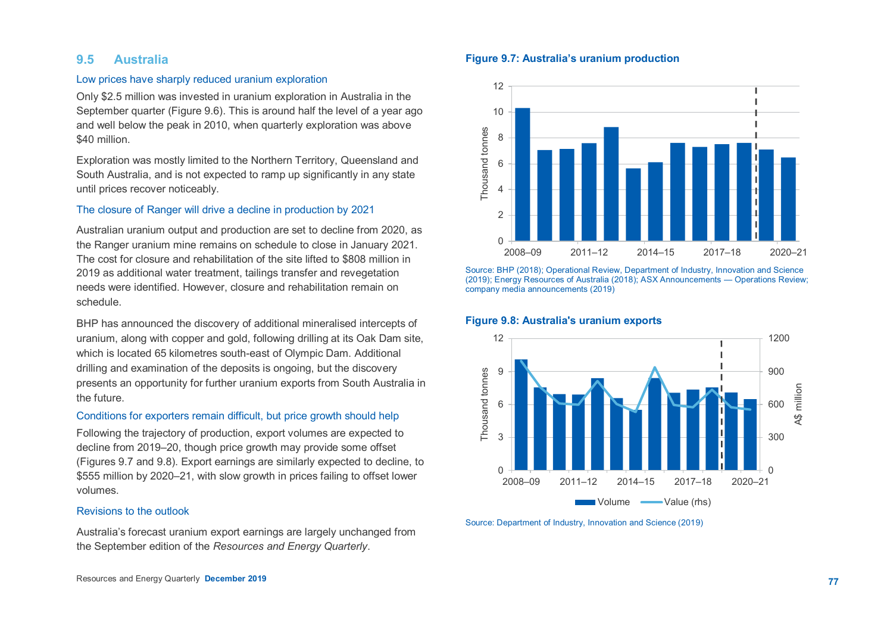## 9.5 Australia

### Low prices have sharply reduced uranium exploration

Only $2.5 million was invested in uranium exploration in Australia in the September quarter (Figure 9.6). This is around half the level of a year ago and well below the peak in 2010, when quarterly exploration was above $40 million.

Exploration was mostly limited to the Northern Territory, Queensland and South Australia, and is not expected to ramp up significantly in any state until prices recover noticeably.

### The closure of Ranger will drive a decline in production by 2021

Australian uranium output and production are set to decline from 2020, as the Ranger uranium mine remains on schedule to close in January 2021. The cost for closure and rehabilitation of the site lifted to $808 million in 2019 as additional water treatment, tailings transfer and revegetation needs were identified. However, closure and rehabilitation remain on schedule.

BHP has announced the discovery of additional mineralised intercepts of uranium, along with copper and gold, following drilling at its Oak Dam site, which is located 65 kilometres south-east of Olympic Dam. Additional drilling and examination of the deposits is ongoing, but the discovery presents an opportunity for further uranium exports from South Australia in the future.

### Conditions for exporters remain difficult, but price growth should help

Following the trajectory of production, export volumes are expected to decline from 2019–20, though price growth may provide some offset (Figures 9.7 and 9.8). Export earnings are similarly expected to decline, to $555 million by 2020–21, with slow growth in prices failing to offset lower volumes.

### Revisions to the outlook

Australia's forecast uranium export earnings are largely unchanged from the September edition of the *Resources and Energy Quarterly*.

**Figure 9.7: Australia's uranium production**

Source: BHP (2018); Operational Review, Department of Industry, Innovation and Science (2019); Energy Resources of Australia (2018); ASX Announcements — Operations Review; company media announcements (2019)

**Figure 9.8: Australia's uranium exports**

Source: Department of Industry, Innovation and Science (2019)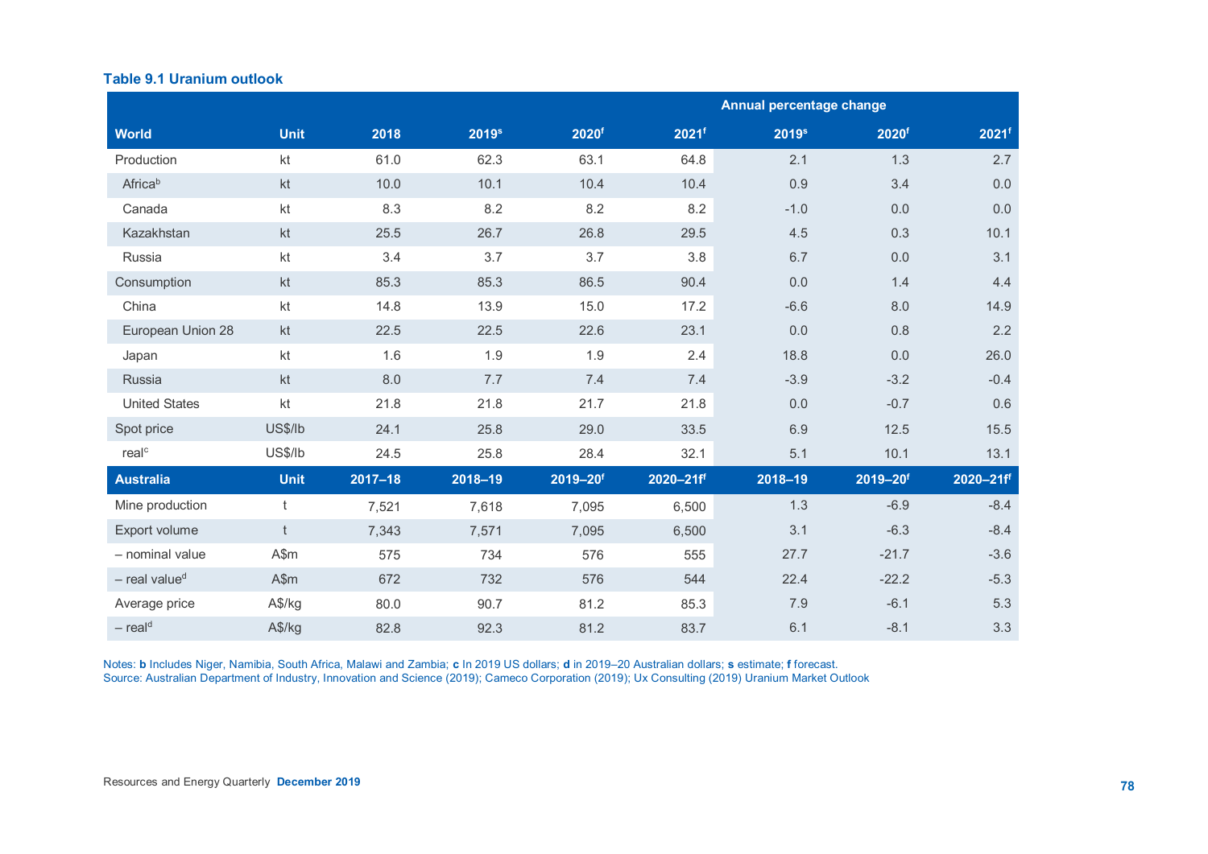**Table 9.1 Uranium outlook**

| | | | | | | Annual percentage change | | |
|---|---|---|---|---|---|---|---|---|
| World | Unit | 2018 | 2019[s] | 2020[f] | 2021[f] | 2019[s] | 2020[f] | 2021[f] |
| Production | kt | 61.0 | 62.3 | 63.1 | 64.8 | 2.1 | 1.3 | 2.7 |
| Africa[b] | kt | 10.0 | 10.1 | 10.4 | 10.4 | 0.9 | 3.4 | 0.0 |
| Canada | kt | 8.3 | 8.2 | 8.2 | 8.2 | -1.0 | 0.0 | 0.0 |
| Kazakhstan | kt | 25.5 | 26.7 | 26.8 | 29.5 | 4.5 | 0.3 | 10.1 |
| Russia | kt | 3.4 | 3.7 | 3.7 | 3.8 | 6.7 | 0.0 | 3.1 |
| Consumption | kt | 85.3 | 85.3 | 86.5 | 90.4 | 0.0 | 1.4 | 4.4 |
| China | kt | 14.8 | 13.9 | 15.0 | 17.2 | -6.6 | 8.0 | 14.9 |
| European Union 28 | kt | 22.5 | 22.5 | 22.6 | 23.1 | 0.0 | 0.8 | 2.2 |
| Japan | kt | 1.6 | 1.9 | 1.9 | 2.4 | 18.8 | 0.0 | 26.0 |
| Russia | kt | 8.0 | 7.7 | 7.4 | 7.4 | -3.9 | -3.2 | -0.4 |
| United States | kt | 21.8 | 21.8 | 21.7 | 21.8 | 0.0 | -0.7 | 0.6 |
| Spot price | US$/lb | 24.1 | 25.8 | 29.0 | 33.5 | 6.9 | 12.5 | 15.5 |
| real[c] | US$/lb | 24.5 | 25.8 | 28.4 | 32.1 | 5.1 | 10.1 | 13.1 |
| **Australia** | **Unit** | **2017–18** | **2018–19** | **2019–20[f]** | **2020–21f[f]** | **2018–19** | **2019–20[f]** | **2020–21f[f]** |
| Mine production | t | 7,521 | 7,618 | 7,095 | 6,500 | 1.3 | -6.9 | -8.4 |
| Export volume | t | 7,343 | 7,571 | 7,095 | 6,500 | 3.1 | -6.3 | -8.4 |
| – nominal value | A$m | 575 | 734 | 576 | 555 | 27.7 | -21.7 | -3.6 |
| – real value[d] | A$m | 672 | 732 | 576 | 544 | 22.4 | -22.2 | -5.3 |
| Average price | A$/kg | 80.0 | 90.7 | 81.2 | 85.3 | 7.9 | -6.1 | 5.3 |
| – real[d] | A$/kg | 82.8 | 92.3 | 81.2 | 83.7 | 6.1 | -8.1 | 3.3 |

Notes: **b** Includes Niger, Namibia, South Africa, Malawi and Zambia; **c** In 2019 US dollars; **d** in 2019–20 Australian dollars; **s** estimate; **f** forecast.
Source: Australian Department of Industry, Innovation and Science (2019); Cameco Corporation (2019); Ux Consulting (2019) Uranium Market Outlook